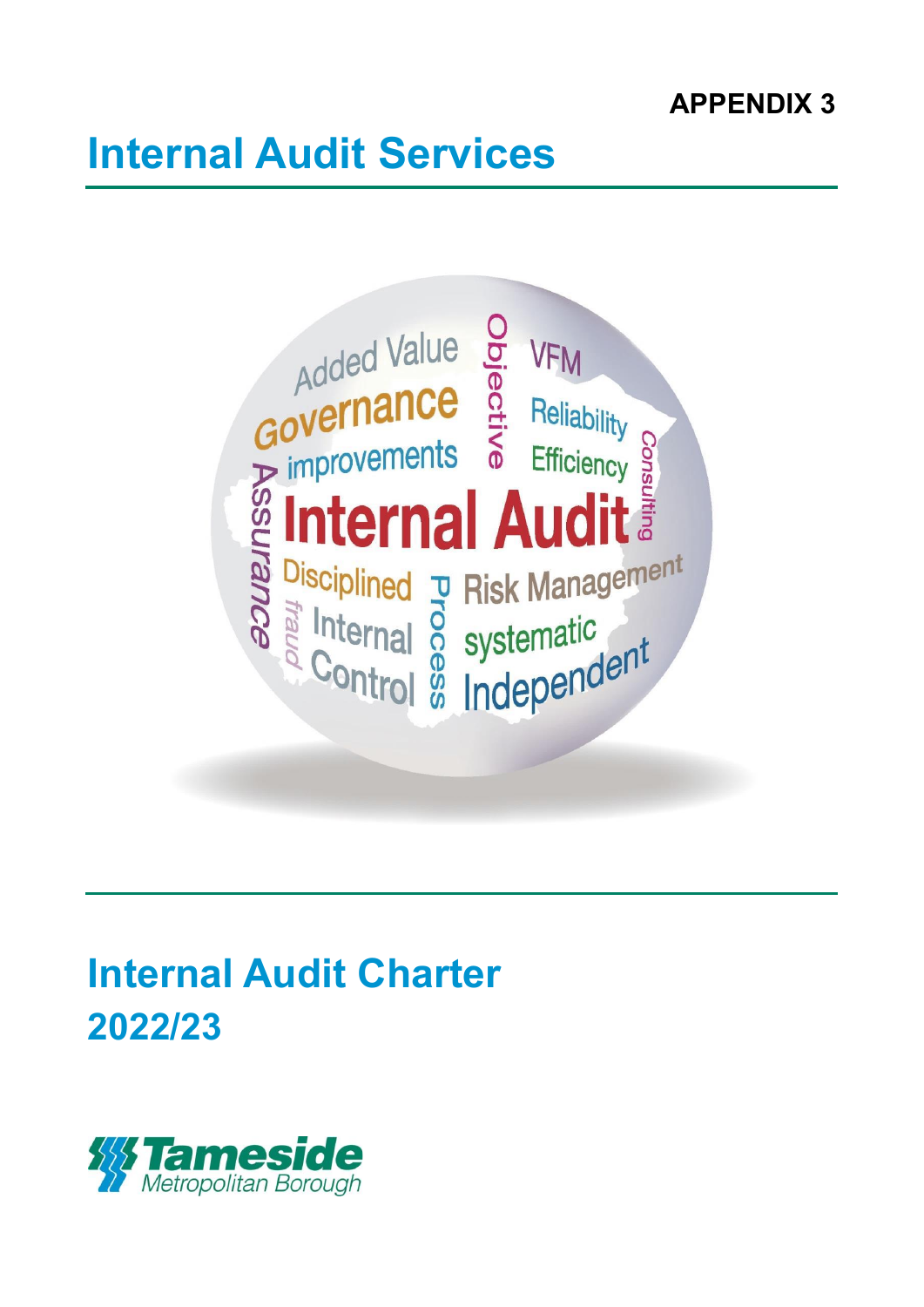**APPENDIX 3**

# Internal Audit Services

## Internal Audit Charter
## 2022/23

Tameside Metropolitan Borough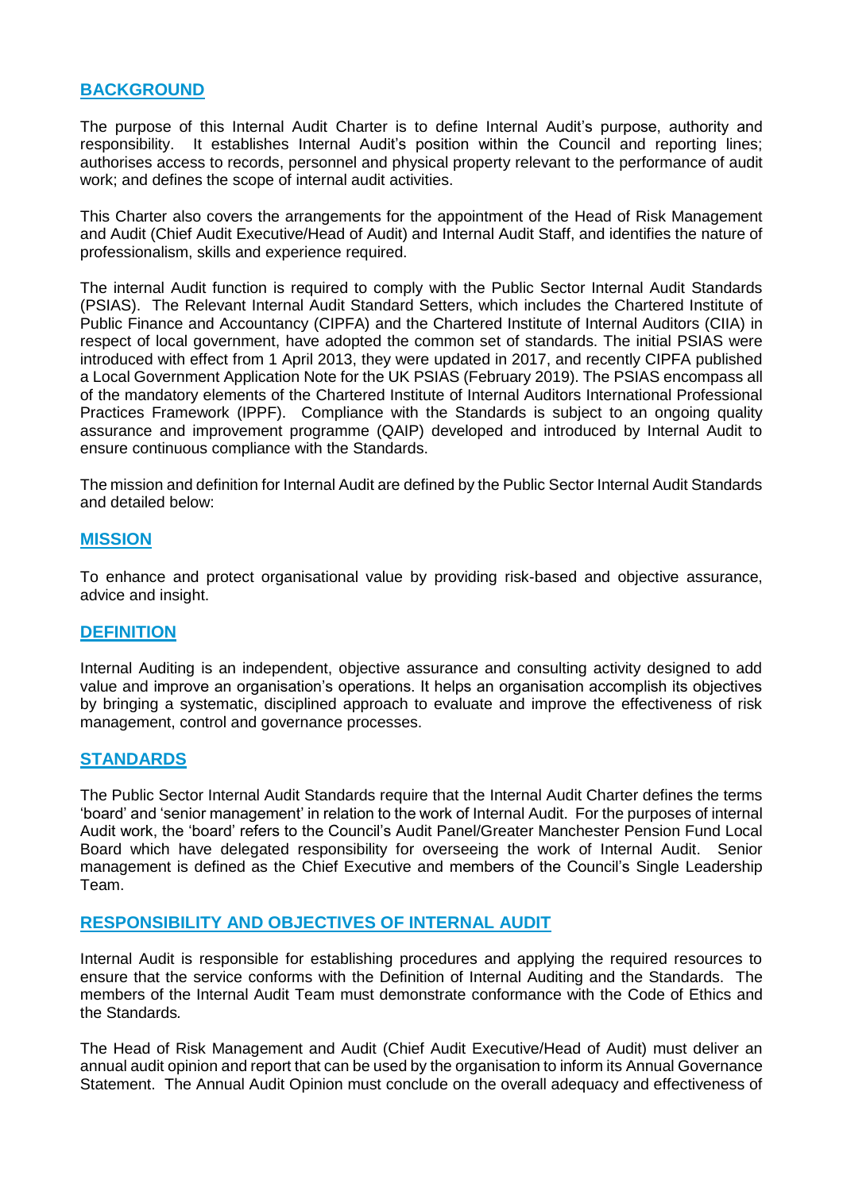## BACKGROUND

The purpose of this Internal Audit Charter is to define Internal Audit's purpose, authority and responsibility. It establishes Internal Audit's position within the Council and reporting lines; authorises access to records, personnel and physical property relevant to the performance of audit work; and defines the scope of internal audit activities.

This Charter also covers the arrangements for the appointment of the Head of Risk Management and Audit (Chief Audit Executive/Head of Audit) and Internal Audit Staff, and identifies the nature of professionalism, skills and experience required.

The internal Audit function is required to comply with the Public Sector Internal Audit Standards (PSIAS). The Relevant Internal Audit Standard Setters, which includes the Chartered Institute of Public Finance and Accountancy (CIPFA) and the Chartered Institute of Internal Auditors (CIIA) in respect of local government, have adopted the common set of standards. The initial PSIAS were introduced with effect from 1 April 2013, they were updated in 2017, and recently CIPFA published a Local Government Application Note for the UK PSIAS (February 2019). The PSIAS encompass all of the mandatory elements of the Chartered Institute of Internal Auditors International Professional Practices Framework (IPPF). Compliance with the Standards is subject to an ongoing quality assurance and improvement programme (QAIP) developed and introduced by Internal Audit to ensure continuous compliance with the Standards.

The mission and definition for Internal Audit are defined by the Public Sector Internal Audit Standards and detailed below:

## MISSION

To enhance and protect organisational value by providing risk-based and objective assurance, advice and insight.

## DEFINITION

Internal Auditing is an independent, objective assurance and consulting activity designed to add value and improve an organisation's operations. It helps an organisation accomplish its objectives by bringing a systematic, disciplined approach to evaluate and improve the effectiveness of risk management, control and governance processes.

## STANDARDS

The Public Sector Internal Audit Standards require that the Internal Audit Charter defines the terms 'board' and 'senior management' in relation to the work of Internal Audit. For the purposes of internal Audit work, the 'board' refers to the Council's Audit Panel/Greater Manchester Pension Fund Local Board which have delegated responsibility for overseeing the work of Internal Audit. Senior management is defined as the Chief Executive and members of the Council's Single Leadership Team.

## RESPONSIBILITY AND OBJECTIVES OF INTERNAL AUDIT

Internal Audit is responsible for establishing procedures and applying the required resources to ensure that the service conforms with the Definition of Internal Auditing and the Standards. The members of the Internal Audit Team must demonstrate conformance with the Code of Ethics and the Standards.

The Head of Risk Management and Audit (Chief Audit Executive/Head of Audit) must deliver an annual audit opinion and report that can be used by the organisation to inform its Annual Governance Statement. The Annual Audit Opinion must conclude on the overall adequacy and effectiveness of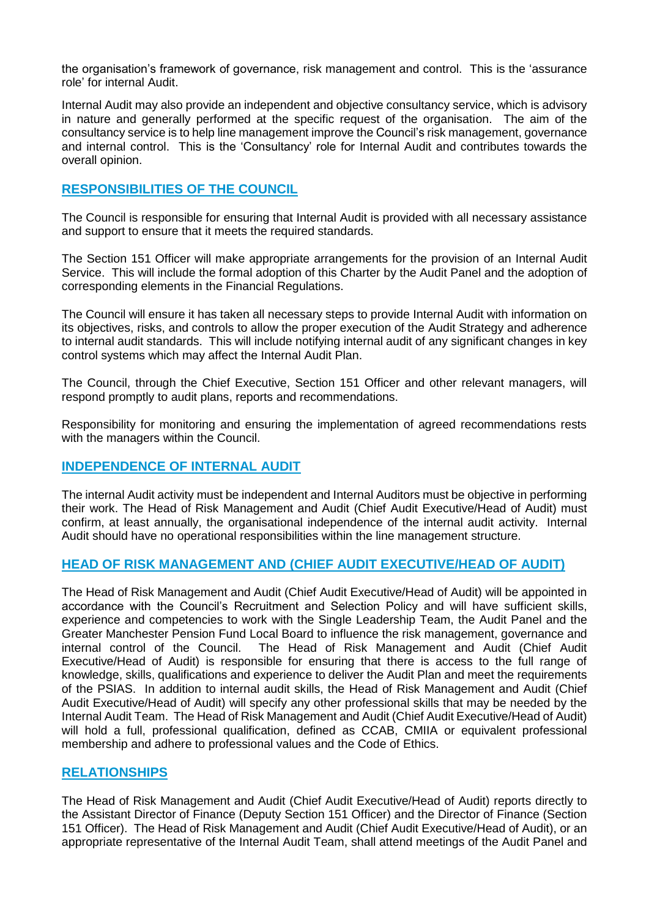the organisation's framework of governance, risk management and control. This is the 'assurance role' for internal Audit.

Internal Audit may also provide an independent and objective consultancy service, which is advisory in nature and generally performed at the specific request of the organisation. The aim of the consultancy service is to help line management improve the Council's risk management, governance and internal control. This is the 'Consultancy' role for Internal Audit and contributes towards the overall opinion.

## RESPONSIBILITIES OF THE COUNCIL

The Council is responsible for ensuring that Internal Audit is provided with all necessary assistance and support to ensure that it meets the required standards.

The Section 151 Officer will make appropriate arrangements for the provision of an Internal Audit Service. This will include the formal adoption of this Charter by the Audit Panel and the adoption of corresponding elements in the Financial Regulations.

The Council will ensure it has taken all necessary steps to provide Internal Audit with information on its objectives, risks, and controls to allow the proper execution of the Audit Strategy and adherence to internal audit standards. This will include notifying internal audit of any significant changes in key control systems which may affect the Internal Audit Plan.

The Council, through the Chief Executive, Section 151 Officer and other relevant managers, will respond promptly to audit plans, reports and recommendations.

Responsibility for monitoring and ensuring the implementation of agreed recommendations rests with the managers within the Council.

## INDEPENDENCE OF INTERNAL AUDIT

The internal Audit activity must be independent and Internal Auditors must be objective in performing their work. The Head of Risk Management and Audit (Chief Audit Executive/Head of Audit) must confirm, at least annually, the organisational independence of the internal audit activity. Internal Audit should have no operational responsibilities within the line management structure.

## HEAD OF RISK MANAGEMENT AND (CHIEF AUDIT EXECUTIVE/HEAD OF AUDIT)

The Head of Risk Management and Audit (Chief Audit Executive/Head of Audit) will be appointed in accordance with the Council's Recruitment and Selection Policy and will have sufficient skills, experience and competencies to work with the Single Leadership Team, the Audit Panel and the Greater Manchester Pension Fund Local Board to influence the risk management, governance and internal control of the Council. The Head of Risk Management and Audit (Chief Audit Executive/Head of Audit) is responsible for ensuring that there is access to the full range of knowledge, skills, qualifications and experience to deliver the Audit Plan and meet the requirements of the PSIAS. In addition to internal audit skills, the Head of Risk Management and Audit (Chief Audit Executive/Head of Audit) will specify any other professional skills that may be needed by the Internal Audit Team. The Head of Risk Management and Audit (Chief Audit Executive/Head of Audit) will hold a full, professional qualification, defined as CCAB, CMIIA or equivalent professional membership and adhere to professional values and the Code of Ethics.

## RELATIONSHIPS

The Head of Risk Management and Audit (Chief Audit Executive/Head of Audit) reports directly to the Assistant Director of Finance (Deputy Section 151 Officer) and the Director of Finance (Section 151 Officer). The Head of Risk Management and Audit (Chief Audit Executive/Head of Audit), or an appropriate representative of the Internal Audit Team, shall attend meetings of the Audit Panel and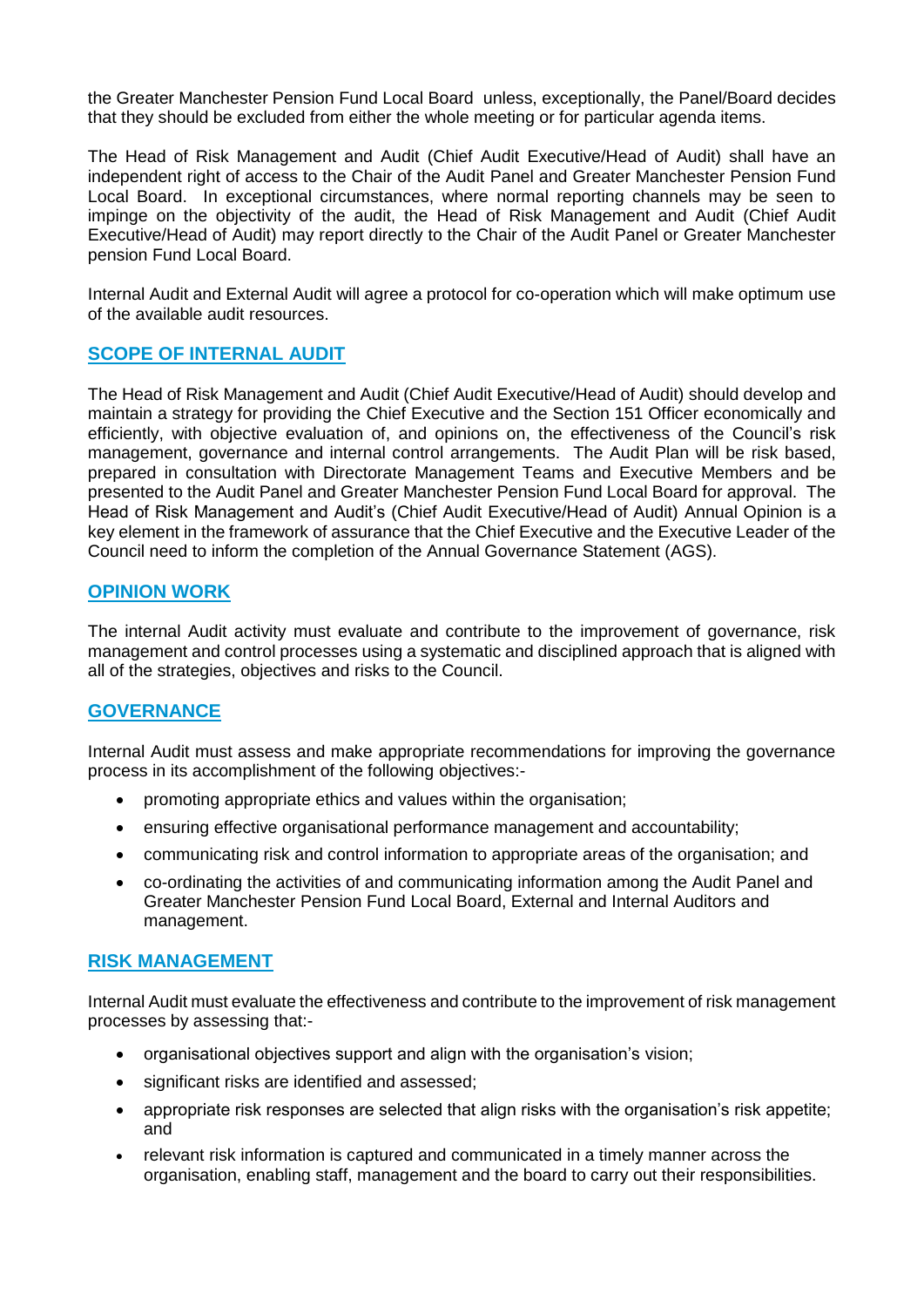the Greater Manchester Pension Fund Local Board unless, exceptionally, the Panel/Board decides that they should be excluded from either the whole meeting or for particular agenda items.

The Head of Risk Management and Audit (Chief Audit Executive/Head of Audit) shall have an independent right of access to the Chair of the Audit Panel and Greater Manchester Pension Fund Local Board. In exceptional circumstances, where normal reporting channels may be seen to impinge on the objectivity of the audit, the Head of Risk Management and Audit (Chief Audit Executive/Head of Audit) may report directly to the Chair of the Audit Panel or Greater Manchester pension Fund Local Board.

Internal Audit and External Audit will agree a protocol for co-operation which will make optimum use of the available audit resources.

## SCOPE OF INTERNAL AUDIT

The Head of Risk Management and Audit (Chief Audit Executive/Head of Audit) should develop and maintain a strategy for providing the Chief Executive and the Section 151 Officer economically and efficiently, with objective evaluation of, and opinions on, the effectiveness of the Council's risk management, governance and internal control arrangements. The Audit Plan will be risk based, prepared in consultation with Directorate Management Teams and Executive Members and be presented to the Audit Panel and Greater Manchester Pension Fund Local Board for approval. The Head of Risk Management and Audit's (Chief Audit Executive/Head of Audit) Annual Opinion is a key element in the framework of assurance that the Chief Executive and the Executive Leader of the Council need to inform the completion of the Annual Governance Statement (AGS).

## OPINION WORK

The internal Audit activity must evaluate and contribute to the improvement of governance, risk management and control processes using a systematic and disciplined approach that is aligned with all of the strategies, objectives and risks to the Council.

## GOVERNANCE

Internal Audit must assess and make appropriate recommendations for improving the governance process in its accomplishment of the following objectives:-

- promoting appropriate ethics and values within the organisation;
- ensuring effective organisational performance management and accountability;
- communicating risk and control information to appropriate areas of the organisation; and
- co-ordinating the activities of and communicating information among the Audit Panel and Greater Manchester Pension Fund Local Board, External and Internal Auditors and management.

## RISK MANAGEMENT

Internal Audit must evaluate the effectiveness and contribute to the improvement of risk management processes by assessing that:-

- organisational objectives support and align with the organisation's vision;
- significant risks are identified and assessed;
- appropriate risk responses are selected that align risks with the organisation's risk appetite; and
- relevant risk information is captured and communicated in a timely manner across the organisation, enabling staff, management and the board to carry out their responsibilities.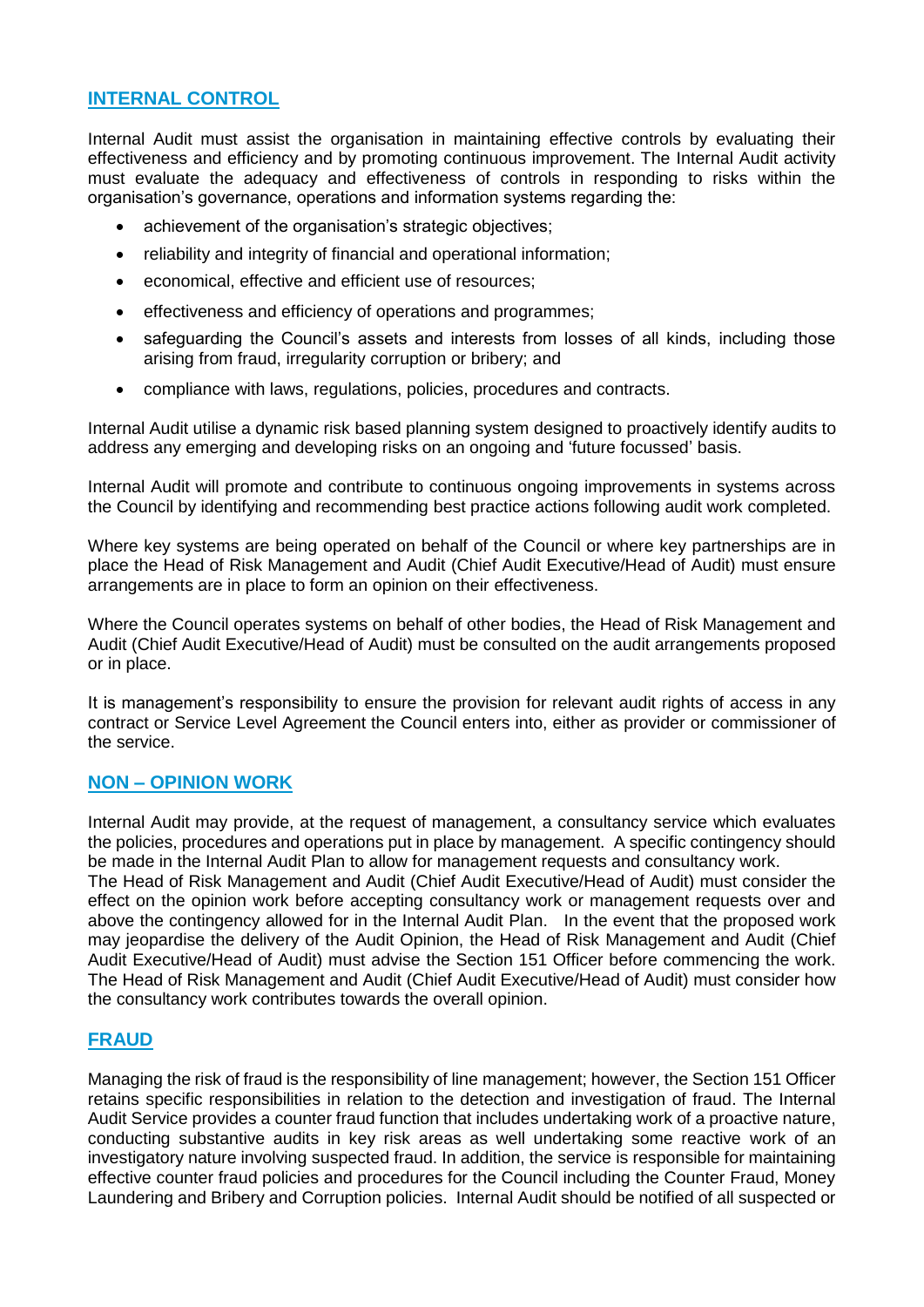## INTERNAL CONTROL

Internal Audit must assist the organisation in maintaining effective controls by evaluating their effectiveness and efficiency and by promoting continuous improvement. The Internal Audit activity must evaluate the adequacy and effectiveness of controls in responding to risks within the organisation's governance, operations and information systems regarding the:

- achievement of the organisation's strategic objectives;
- reliability and integrity of financial and operational information;
- economical, effective and efficient use of resources;
- effectiveness and efficiency of operations and programmes;
- safeguarding the Council's assets and interests from losses of all kinds, including those arising from fraud, irregularity corruption or bribery; and
- compliance with laws, regulations, policies, procedures and contracts.

Internal Audit utilise a dynamic risk based planning system designed to proactively identify audits to address any emerging and developing risks on an ongoing and 'future focussed' basis.

Internal Audit will promote and contribute to continuous ongoing improvements in systems across the Council by identifying and recommending best practice actions following audit work completed.

Where key systems are being operated on behalf of the Council or where key partnerships are in place the Head of Risk Management and Audit (Chief Audit Executive/Head of Audit) must ensure arrangements are in place to form an opinion on their effectiveness.

Where the Council operates systems on behalf of other bodies, the Head of Risk Management and Audit (Chief Audit Executive/Head of Audit) must be consulted on the audit arrangements proposed or in place.

It is management's responsibility to ensure the provision for relevant audit rights of access in any contract or Service Level Agreement the Council enters into, either as provider or commissioner of the service.

## NON – OPINION WORK

Internal Audit may provide, at the request of management, a consultancy service which evaluates the policies, procedures and operations put in place by management. A specific contingency should be made in the Internal Audit Plan to allow for management requests and consultancy work.
The Head of Risk Management and Audit (Chief Audit Executive/Head of Audit) must consider the effect on the opinion work before accepting consultancy work or management requests over and above the contingency allowed for in the Internal Audit Plan. In the event that the proposed work may jeopardise the delivery of the Audit Opinion, the Head of Risk Management and Audit (Chief Audit Executive/Head of Audit) must advise the Section 151 Officer before commencing the work. The Head of Risk Management and Audit (Chief Audit Executive/Head of Audit) must consider how the consultancy work contributes towards the overall opinion.

## FRAUD

Managing the risk of fraud is the responsibility of line management; however, the Section 151 Officer retains specific responsibilities in relation to the detection and investigation of fraud. The Internal Audit Service provides a counter fraud function that includes undertaking work of a proactive nature, conducting substantive audits in key risk areas as well undertaking some reactive work of an investigatory nature involving suspected fraud. In addition, the service is responsible for maintaining effective counter fraud policies and procedures for the Council including the Counter Fraud, Money Laundering and Bribery and Corruption policies. Internal Audit should be notified of all suspected or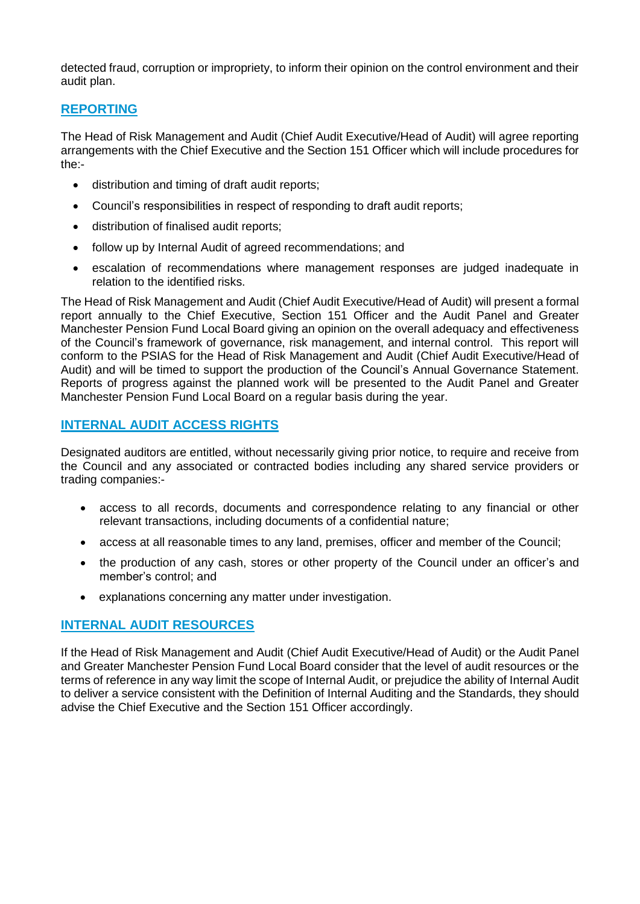detected fraud, corruption or impropriety, to inform their opinion on the control environment and their audit plan.

## REPORTING

The Head of Risk Management and Audit (Chief Audit Executive/Head of Audit) will agree reporting arrangements with the Chief Executive and the Section 151 Officer which will include procedures for the:-

- distribution and timing of draft audit reports;
- Council's responsibilities in respect of responding to draft audit reports;
- distribution of finalised audit reports;
- follow up by Internal Audit of agreed recommendations; and
- escalation of recommendations where management responses are judged inadequate in relation to the identified risks.

The Head of Risk Management and Audit (Chief Audit Executive/Head of Audit) will present a formal report annually to the Chief Executive, Section 151 Officer and the Audit Panel and Greater Manchester Pension Fund Local Board giving an opinion on the overall adequacy and effectiveness of the Council's framework of governance, risk management, and internal control. This report will conform to the PSIAS for the Head of Risk Management and Audit (Chief Audit Executive/Head of Audit) and will be timed to support the production of the Council's Annual Governance Statement. Reports of progress against the planned work will be presented to the Audit Panel and Greater Manchester Pension Fund Local Board on a regular basis during the year.

## INTERNAL AUDIT ACCESS RIGHTS

Designated auditors are entitled, without necessarily giving prior notice, to require and receive from the Council and any associated or contracted bodies including any shared service providers or trading companies:-

- access to all records, documents and correspondence relating to any financial or other relevant transactions, including documents of a confidential nature;
- access at all reasonable times to any land, premises, officer and member of the Council;
- the production of any cash, stores or other property of the Council under an officer's and member's control; and
- explanations concerning any matter under investigation.

## INTERNAL AUDIT RESOURCES

If the Head of Risk Management and Audit (Chief Audit Executive/Head of Audit) or the Audit Panel and Greater Manchester Pension Fund Local Board consider that the level of audit resources or the terms of reference in any way limit the scope of Internal Audit, or prejudice the ability of Internal Audit to deliver a service consistent with the Definition of Internal Auditing and the Standards, they should advise the Chief Executive and the Section 151 Officer accordingly.